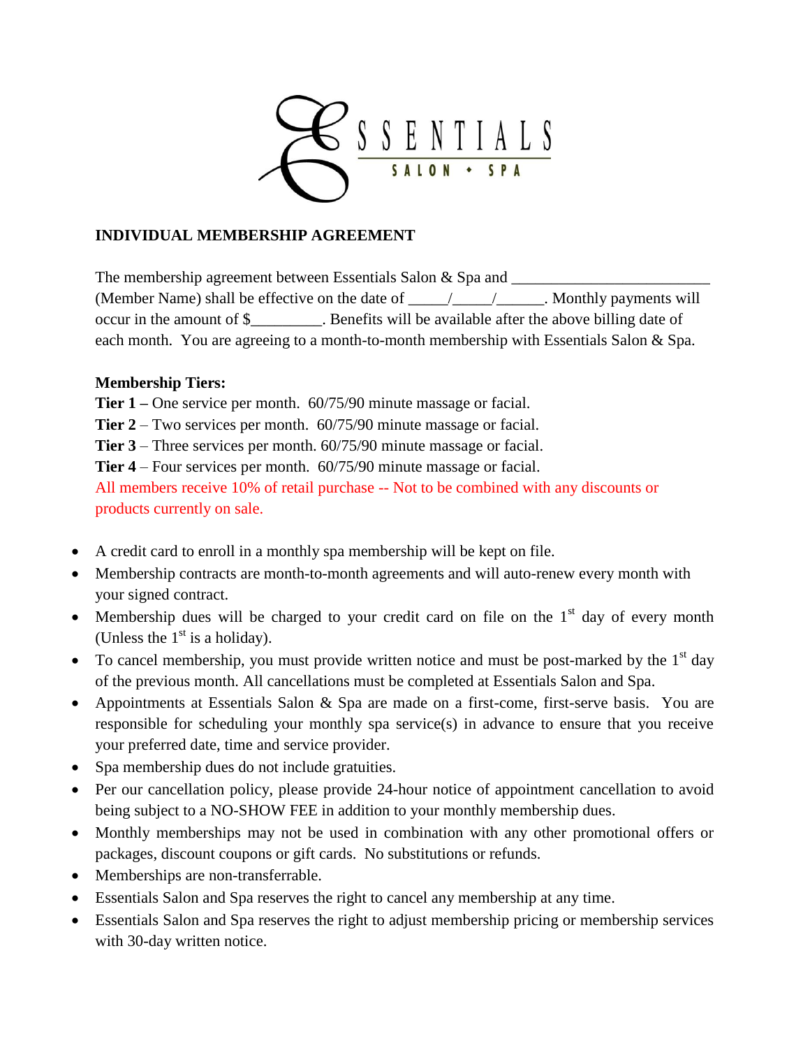ESSENTIALS SALON • SPA

## INDIVIDUAL MEMBERSHIP AGREEMENT

The membership agreement between Essentials Salon & Spa and _________________________ (Member Name) shall be effective on the date of _____/_____/______. Monthly payments will occur in the amount of $_________. Benefits will be available after the above billing date of each month. You are agreeing to a month-to-month membership with Essentials Salon & Spa.

**Membership Tiers:**

**Tier 1 –** One service per month. 60/75/90 minute massage or facial.
**Tier 2** – Two services per month. 60/75/90 minute massage or facial.
**Tier 3** – Three services per month. 60/75/90 minute massage or facial.
**Tier 4** – Four services per month. 60/75/90 minute massage or facial.
All members receive 10% of retail purchase -- Not to be combined with any discounts or products currently on sale.

- A credit card to enroll in a monthly spa membership will be kept on file.
- Membership contracts are month-to-month agreements and will auto-renew every month with your signed contract.
- Membership dues will be charged to your credit card on file on the 1st day of every month (Unless the 1st is a holiday).
- To cancel membership, you must provide written notice and must be post-marked by the 1st day of the previous month. All cancellations must be completed at Essentials Salon and Spa.
- Appointments at Essentials Salon & Spa are made on a first-come, first-serve basis. You are responsible for scheduling your monthly spa service(s) in advance to ensure that you receive your preferred date, time and service provider.
- Spa membership dues do not include gratuities.
- Per our cancellation policy, please provide 24-hour notice of appointment cancellation to avoid being subject to a NO-SHOW FEE in addition to your monthly membership dues.
- Monthly memberships may not be used in combination with any other promotional offers or packages, discount coupons or gift cards. No substitutions or refunds.
- Memberships are non-transferrable.
- Essentials Salon and Spa reserves the right to cancel any membership at any time.
- Essentials Salon and Spa reserves the right to adjust membership pricing or membership services with 30-day written notice.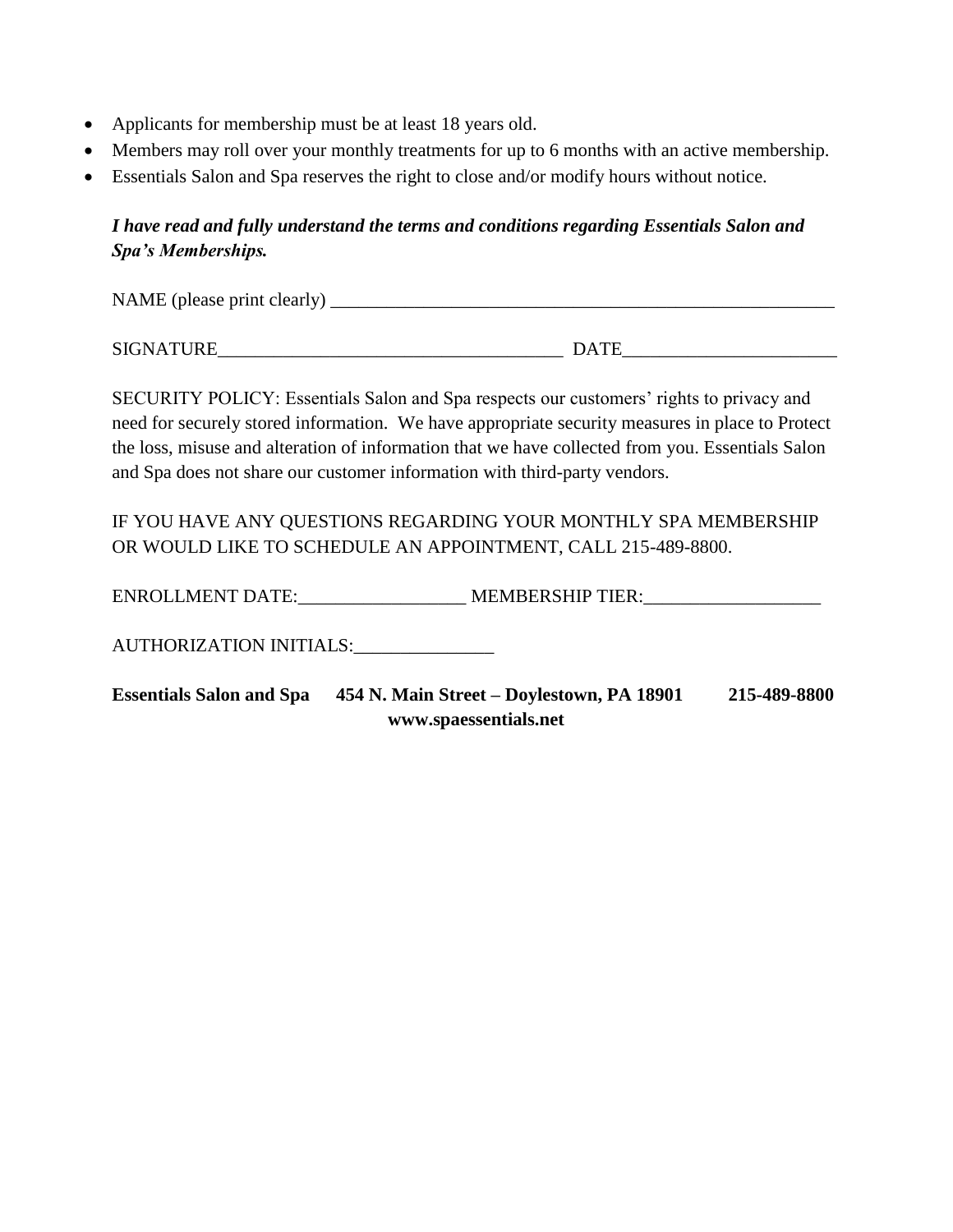- Applicants for membership must be at least 18 years old.
- Members may roll over your monthly treatments for up to 6 months with an active membership.
- Essentials Salon and Spa reserves the right to close and/or modify hours without notice.

***I have read and fully understand the terms and conditions regarding Essentials Salon and Spa's Memberships.***

NAME (please print clearly) ________________________________________________________

SIGNATURE______________________________________ DATE_______________________

SECURITY POLICY: Essentials Salon and Spa respects our customers' rights to privacy and need for securely stored information. We have appropriate security measures in place to Protect the loss, misuse and alteration of information that we have collected from you. Essentials Salon and Spa does not share our customer information with third-party vendors.

IF YOU HAVE ANY QUESTIONS REGARDING YOUR MONTHLY SPA MEMBERSHIP OR WOULD LIKE TO SCHEDULE AN APPOINTMENT, CALL 215-489-8800.

ENROLLMENT DATE:__________________ MEMBERSHIP TIER:___________________

AUTHORIZATION INITIALS:_______________

**Essentials Salon and Spa 454 N. Main Street – Doylestown, PA 18901 215-489-8800**
**www.spaessentials.net**